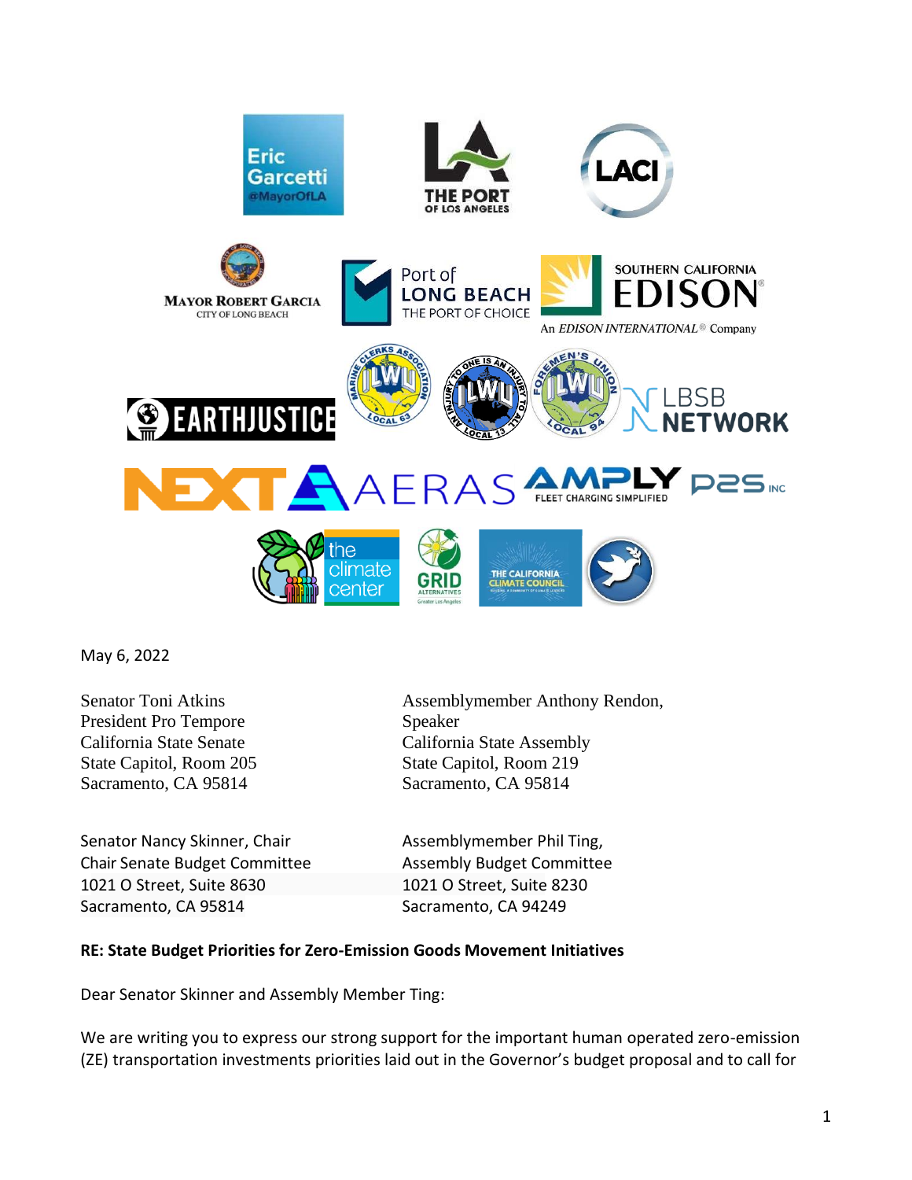May 6, 2022

Senator Toni Atkins
President Pro Tempore
California State Senate
State Capitol, Room 205
Sacramento, CA 95814

Assemblymember Anthony Rendon,
Speaker
California State Assembly
State Capitol, Room 219
Sacramento, CA 95814

Senator Nancy Skinner, Chair
Chair Senate Budget Committee
1021 O Street, Suite 8630
Sacramento, CA 95814

Assemblymember Phil Ting,
Assembly Budget Committee
1021 O Street, Suite 8230
Sacramento, CA 94249

**RE: State Budget Priorities for Zero-Emission Goods Movement Initiatives**

Dear Senator Skinner and Assembly Member Ting:

We are writing you to express our strong support for the important human operated zero-emission (ZE) transportation investments priorities laid out in the Governor's budget proposal and to call for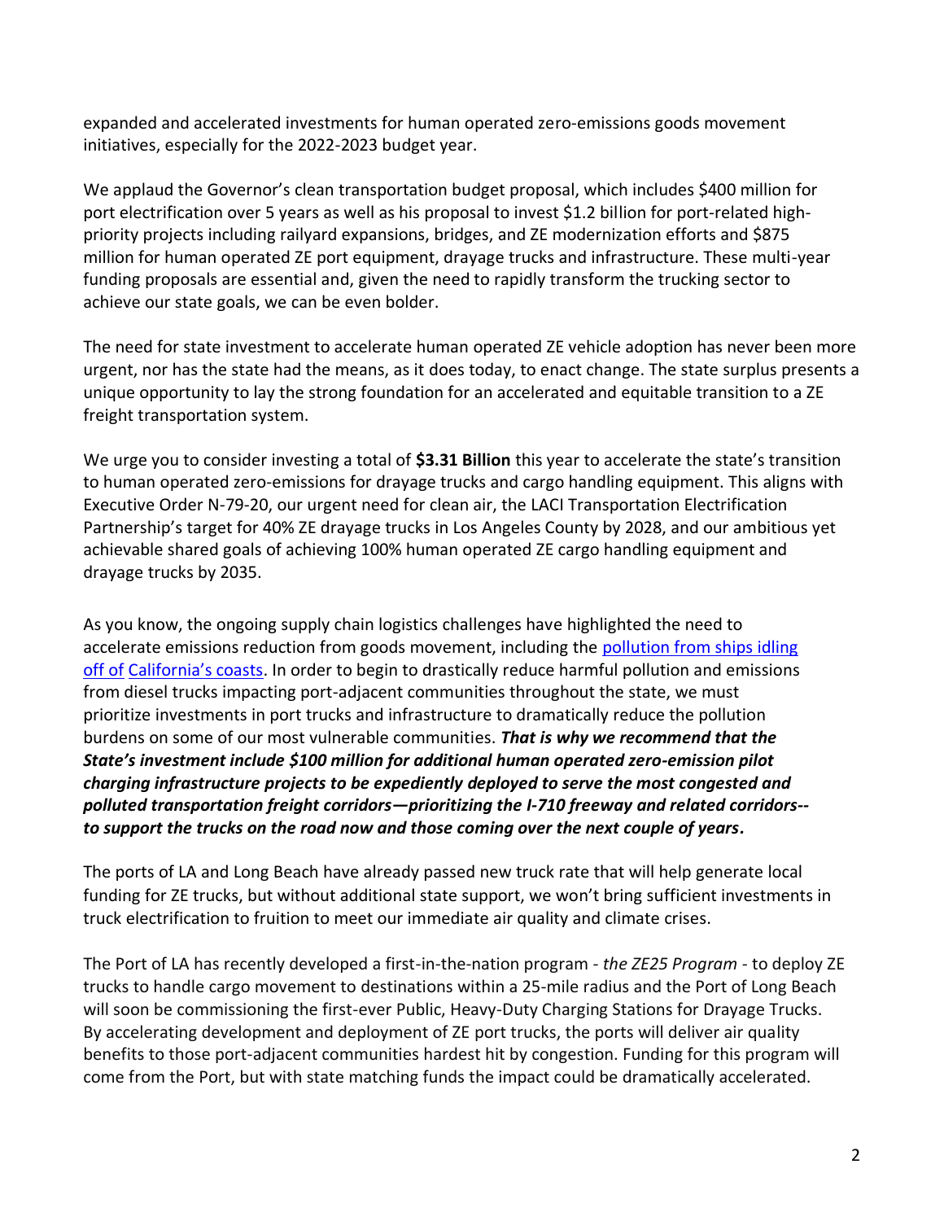expanded and accelerated investments for human operated zero-emissions goods movement initiatives, especially for the 2022-2023 budget year.

We applaud the Governor's clean transportation budget proposal, which includes $400 million for port electrification over 5 years as well as his proposal to invest $1.2 billion for port-related high-priority projects including railyard expansions, bridges, and ZE modernization efforts and $875 million for human operated ZE port equipment, drayage trucks and infrastructure. These multi-year funding proposals are essential and, given the need to rapidly transform the trucking sector to achieve our state goals, we can be even bolder.

The need for state investment to accelerate human operated ZE vehicle adoption has never been more urgent, nor has the state had the means, as it does today, to enact change. The state surplus presents a unique opportunity to lay the strong foundation for an accelerated and equitable transition to a ZE freight transportation system.

We urge you to consider investing a total of **$3.31 Billion** this year to accelerate the state's transition to human operated zero-emissions for drayage trucks and cargo handling equipment. This aligns with Executive Order N-79-20, our urgent need for clean air, the LACI Transportation Electrification Partnership's target for 40% ZE drayage trucks in Los Angeles County by 2028, and our ambitious yet achievable shared goals of achieving 100% human operated ZE cargo handling equipment and drayage trucks by 2035.

As you know, the ongoing supply chain logistics challenges have highlighted the need to accelerate emissions reduction from goods movement, including the pollution from ships idling off of California's coasts. In order to begin to drastically reduce harmful pollution and emissions from diesel trucks impacting port-adjacent communities throughout the state, we must prioritize investments in port trucks and infrastructure to dramatically reduce the pollution burdens on some of our most vulnerable communities. ***That is why we recommend that the State's investment include $100 million for additional human operated zero-emission pilot charging infrastructure projects to be expediently deployed to serve the most congested and polluted transportation freight corridors—prioritizing the I-710 freeway and related corridors--to support the trucks on the road now and those coming over the next couple of years.***

The ports of LA and Long Beach have already passed new truck rate that will help generate local funding for ZE trucks, but without additional state support, we won't bring sufficient investments in truck electrification to fruition to meet our immediate air quality and climate crises.

The Port of LA has recently developed a first-in-the-nation program - *the ZE25 Program* - to deploy ZE trucks to handle cargo movement to destinations within a 25-mile radius and the Port of Long Beach will soon be commissioning the first-ever Public, Heavy-Duty Charging Stations for Drayage Trucks. By accelerating development and deployment of ZE port trucks, the ports will deliver air quality benefits to those port-adjacent communities hardest hit by congestion. Funding for this program will come from the Port, but with state matching funds the impact could be dramatically accelerated.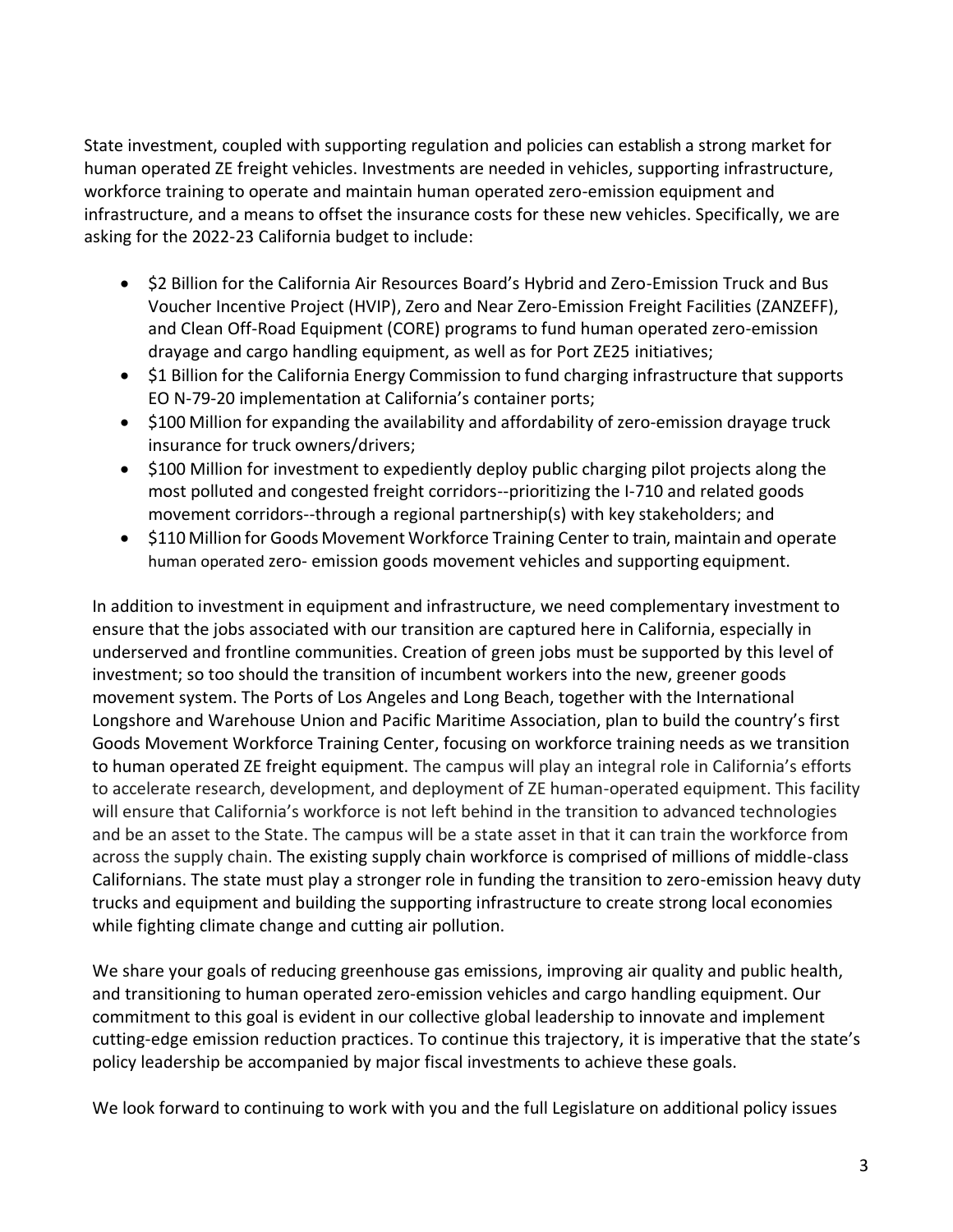State investment, coupled with supporting regulation and policies can establish a strong market for human operated ZE freight vehicles. Investments are needed in vehicles, supporting infrastructure, workforce training to operate and maintain human operated zero-emission equipment and infrastructure, and a means to offset the insurance costs for these new vehicles. Specifically, we are asking for the 2022-23 California budget to include:

- $2 Billion for the California Air Resources Board's Hybrid and Zero-Emission Truck and Bus Voucher Incentive Project (HVIP), Zero and Near Zero-Emission Freight Facilities (ZANZEFF), and Clean Off-Road Equipment (CORE) programs to fund human operated zero-emission drayage and cargo handling equipment, as well as for Port ZE25 initiatives;
- $1 Billion for the California Energy Commission to fund charging infrastructure that supports EO N-79-20 implementation at California's container ports;
- $100 Million for expanding the availability and affordability of zero-emission drayage truck insurance for truck owners/drivers;
- $100 Million for investment to expediently deploy public charging pilot projects along the most polluted and congested freight corridors--prioritizing the I-710 and related goods movement corridors--through a regional partnership(s) with key stakeholders; and
- $110 Million for Goods Movement Workforce Training Center to train, maintain and operate human operated zero- emission goods movement vehicles and supporting equipment.

In addition to investment in equipment and infrastructure, we need complementary investment to ensure that the jobs associated with our transition are captured here in California, especially in underserved and frontline communities. Creation of green jobs must be supported by this level of investment; so too should the transition of incumbent workers into the new, greener goods movement system. The Ports of Los Angeles and Long Beach, together with the International Longshore and Warehouse Union and Pacific Maritime Association, plan to build the country's first Goods Movement Workforce Training Center, focusing on workforce training needs as we transition to human operated ZE freight equipment. The campus will play an integral role in California's efforts to accelerate research, development, and deployment of ZE human-operated equipment. This facility will ensure that California's workforce is not left behind in the transition to advanced technologies and be an asset to the State. The campus will be a state asset in that it can train the workforce from across the supply chain. The existing supply chain workforce is comprised of millions of middle-class Californians. The state must play a stronger role in funding the transition to zero-emission heavy duty trucks and equipment and building the supporting infrastructure to create strong local economies while fighting climate change and cutting air pollution.

We share your goals of reducing greenhouse gas emissions, improving air quality and public health, and transitioning to human operated zero-emission vehicles and cargo handling equipment. Our commitment to this goal is evident in our collective global leadership to innovate and implement cutting-edge emission reduction practices. To continue this trajectory, it is imperative that the state's policy leadership be accompanied by major fiscal investments to achieve these goals.

We look forward to continuing to work with you and the full Legislature on additional policy issues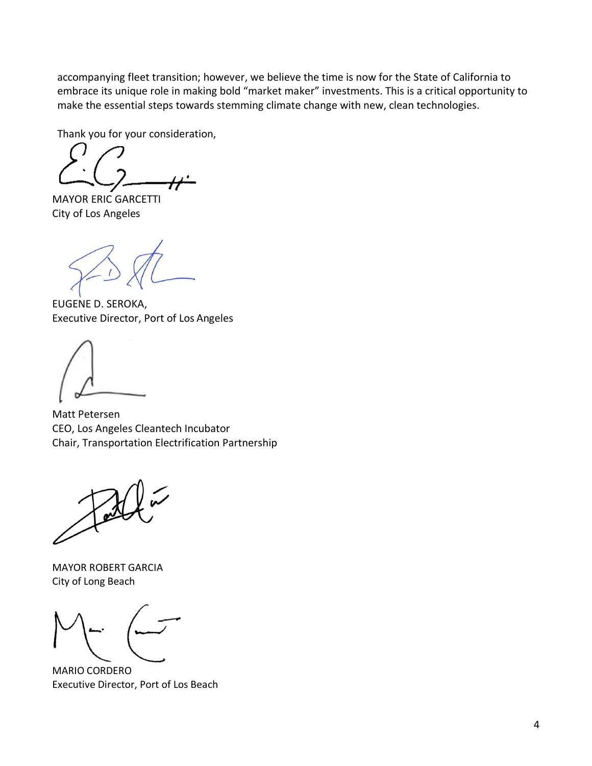accompanying fleet transition; however, we believe the time is now for the State of California to embrace its unique role in making bold "market maker" investments. This is a critical opportunity to make the essential steps towards stemming climate change with new, clean technologies.

Thank you for your consideration,

MAYOR ERIC GARCETTI
City of Los Angeles

EUGENE D. SEROKA,
Executive Director, Port of Los Angeles

Matt Petersen
CEO, Los Angeles Cleantech Incubator
Chair, Transportation Electrification Partnership

MAYOR ROBERT GARCIA
City of Long Beach

MARIO CORDERO
Executive Director, Port of Los Beach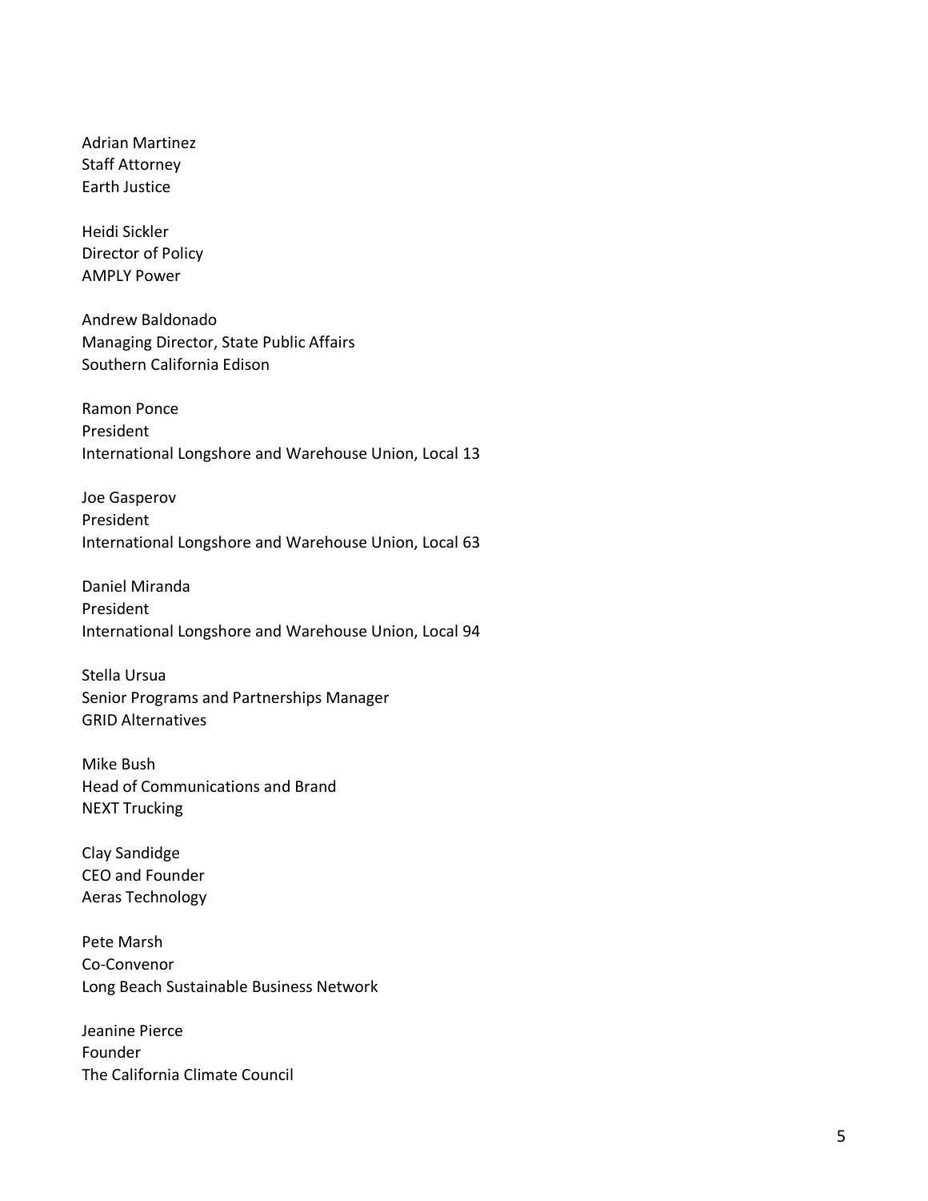Adrian Martinez
Staff Attorney
Earth Justice

Heidi Sickler
Director of Policy
AMPLY Power

Andrew Baldonado
Managing Director, State Public Affairs
Southern California Edison

Ramon Ponce
President
International Longshore and Warehouse Union, Local 13

Joe Gasperov
President
International Longshore and Warehouse Union, Local 63

Daniel Miranda
President
International Longshore and Warehouse Union, Local 94

Stella Ursua
Senior Programs and Partnerships Manager
GRID Alternatives

Mike Bush
Head of Communications and Brand
NEXT Trucking

Clay Sandidge
CEO and Founder
Aeras Technology

Pete Marsh
Co-Convenor
Long Beach Sustainable Business Network

Jeanine Pierce
Founder
The California Climate Council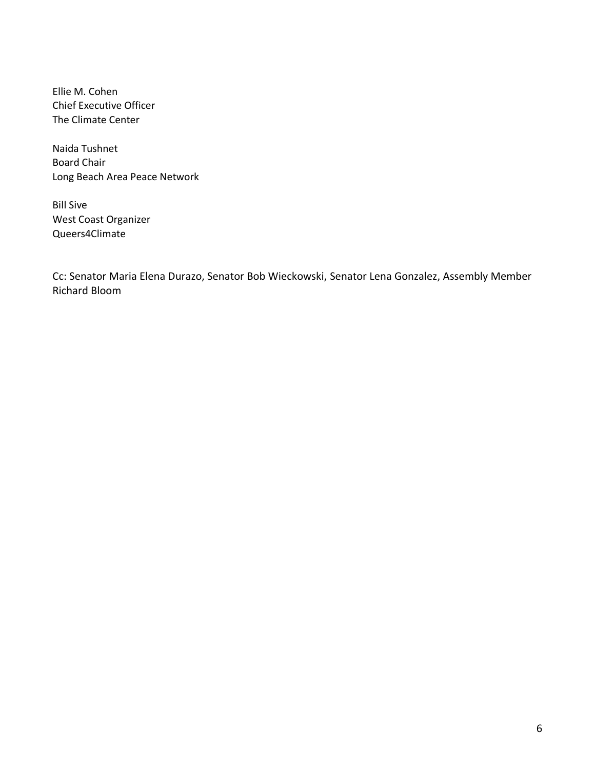Ellie M. Cohen
Chief Executive Officer
The Climate Center

Naida Tushnet
Board Chair
Long Beach Area Peace Network

Bill Sive
West Coast Organizer
Queers4Climate

Cc: Senator Maria Elena Durazo, Senator Bob Wieckowski, Senator Lena Gonzalez, Assembly Member Richard Bloom